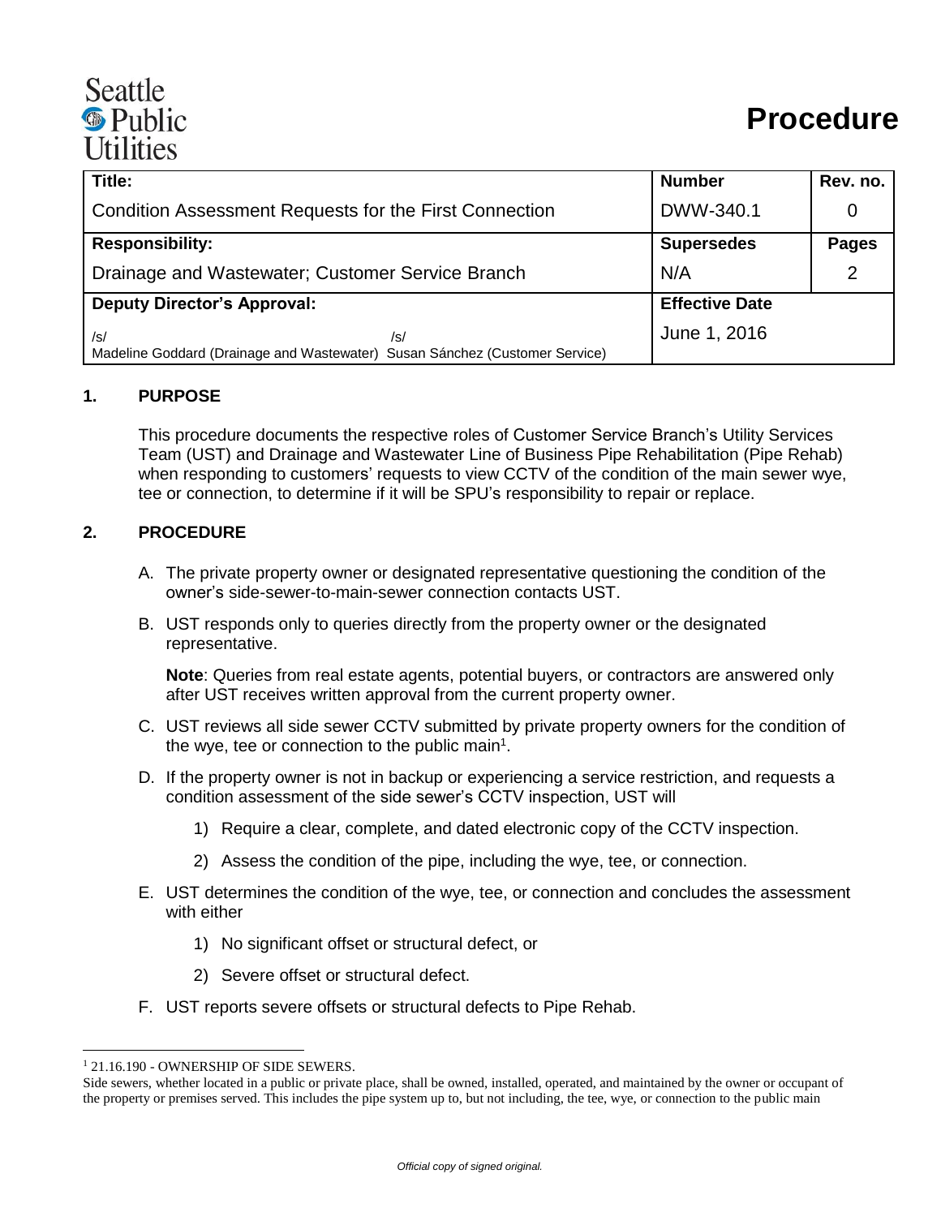Seattle Public Utilities

# Procedure

| Title: | Number | Rev. no. |
|---|---|---|
| Condition Assessment Requests for the First Connection | DWW-340.1 | 0 |
| **Responsibility:** | **Supersedes** | **Pages** |
| Drainage and Wastewater; Customer Service Branch | N/A | 2 |
| **Deputy Director's Approval:** | **Effective Date** | |
| /s/ /s/ Madeline Goddard (Drainage and Wastewater) Susan Sánchez (Customer Service) | June 1, 2016 | |

## 1. PURPOSE

This procedure documents the respective roles of Customer Service Branch's Utility Services Team (UST) and Drainage and Wastewater Line of Business Pipe Rehabilitation (Pipe Rehab) when responding to customers' requests to view CCTV of the condition of the main sewer wye, tee or connection, to determine if it will be SPU's responsibility to repair or replace.

## 2. PROCEDURE

A. The private property owner or designated representative questioning the condition of the owner's side-sewer-to-main-sewer connection contacts UST.

B. UST responds only to queries directly from the property owner or the designated representative.

**Note**: Queries from real estate agents, potential buyers, or contractors are answered only after UST receives written approval from the current property owner.

C. UST reviews all side sewer CCTV submitted by private property owners for the condition of the wye, tee or connection to the public main[1].

D. If the property owner is not in backup or experiencing a service restriction, and requests a condition assessment of the side sewer's CCTV inspection, UST will

1) Require a clear, complete, and dated electronic copy of the CCTV inspection.

2) Assess the condition of the pipe, including the wye, tee, or connection.

E. UST determines the condition of the wye, tee, or connection and concludes the assessment with either

1) No significant offset or structural defect, or

2) Severe offset or structural defect.

F. UST reports severe offsets or structural defects to Pipe Rehab.

[1] 21.16.190 - OWNERSHIP OF SIDE SEWERS.
Side sewers, whether located in a public or private place, shall be owned, installed, operated, and maintained by the owner or occupant of the property or premises served. This includes the pipe system up to, but not including, the tee, wye, or connection to the public main

*Official copy of signed original.*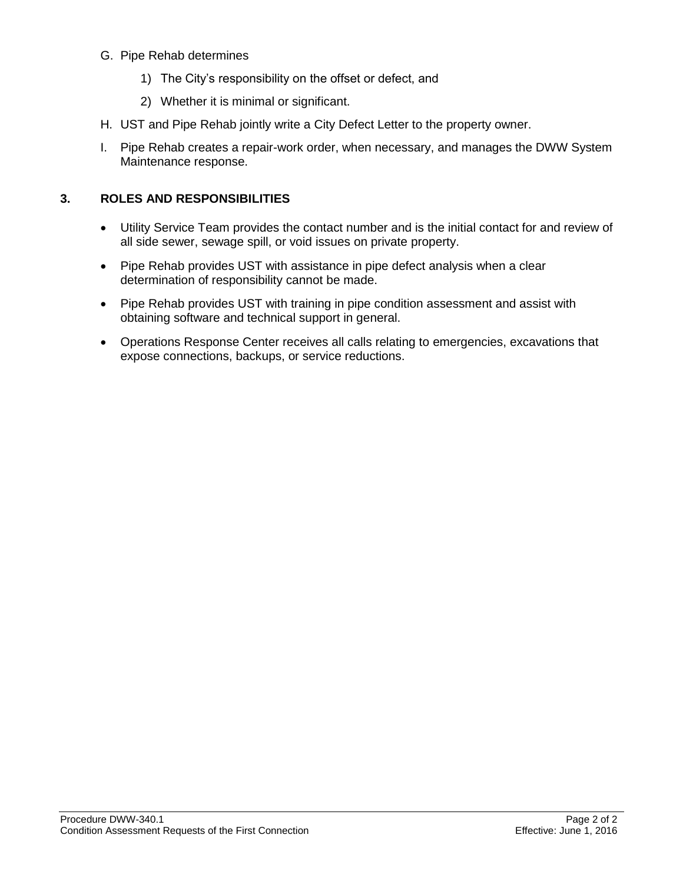G. Pipe Rehab determines

   1) The City's responsibility on the offset or defect, and

   2) Whether it is minimal or significant.

H. UST and Pipe Rehab jointly write a City Defect Letter to the property owner.

I. Pipe Rehab creates a repair-work order, when necessary, and manages the DWW System Maintenance response.

## 3. ROLES AND RESPONSIBILITIES

- Utility Service Team provides the contact number and is the initial contact for and review of all side sewer, sewage spill, or void issues on private property.
- Pipe Rehab provides UST with assistance in pipe defect analysis when a clear determination of responsibility cannot be made.
- Pipe Rehab provides UST with training in pipe condition assessment and assist with obtaining software and technical support in general.
- Operations Response Center receives all calls relating to emergencies, excavations that expose connections, backups, or service reductions.